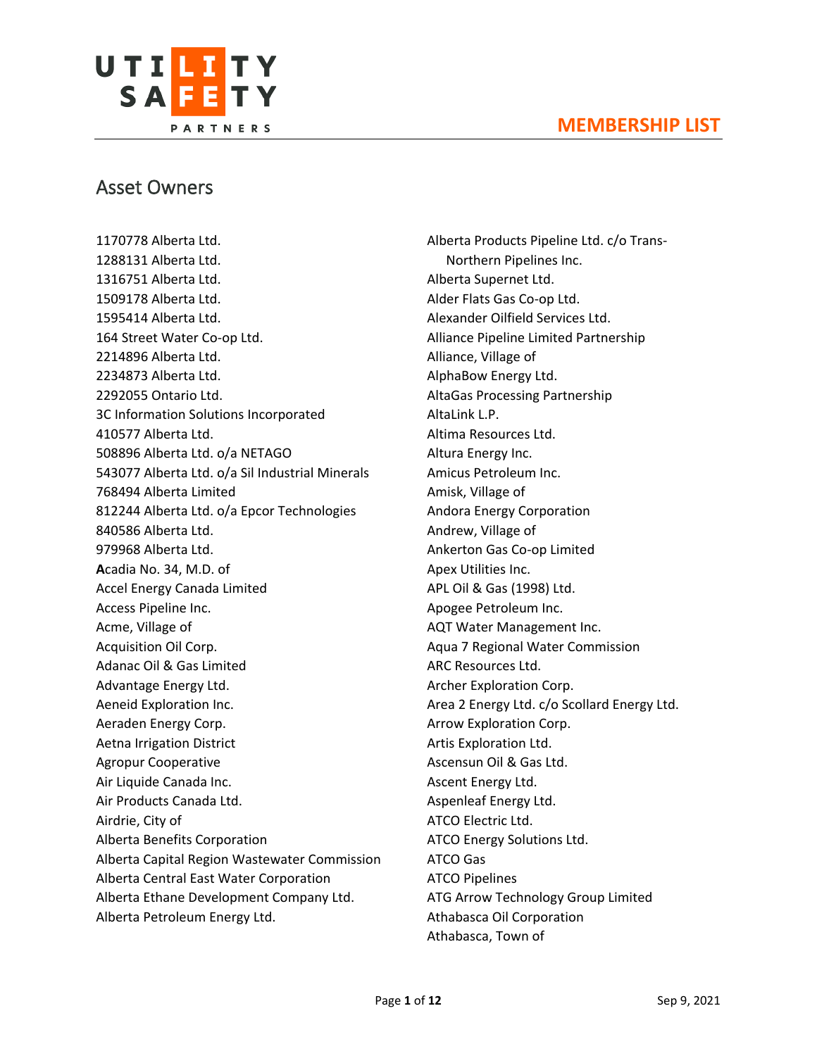# MEMBERSHIP LIST

## Asset Owners

1170778 Alberta Ltd.
1288131 Alberta Ltd.
1316751 Alberta Ltd.
1509178 Alberta Ltd.
1595414 Alberta Ltd.
164 Street Water Co-op Ltd.
2214896 Alberta Ltd.
2234873 Alberta Ltd.
2292055 Ontario Ltd.
3C Information Solutions Incorporated
410577 Alberta Ltd.
508896 Alberta Ltd. o/a NETAGO
543077 Alberta Ltd. o/a Sil Industrial Minerals
768494 Alberta Limited
812244 Alberta Ltd. o/a Epcor Technologies
840586 Alberta Ltd.
979968 Alberta Ltd.
**A**cadia No. 34, M.D. of
Accel Energy Canada Limited
Access Pipeline Inc.
Acme, Village of
Acquisition Oil Corp.
Adanac Oil & Gas Limited
Advantage Energy Ltd.
Aeneid Exploration Inc.
Aeraden Energy Corp.
Aetna Irrigation District
Agropur Cooperative
Air Liquide Canada Inc.
Air Products Canada Ltd.
Airdrie, City of
Alberta Benefits Corporation
Alberta Capital Region Wastewater Commission
Alberta Central East Water Corporation
Alberta Ethane Development Company Ltd.
Alberta Petroleum Energy Ltd.
Alberta Products Pipeline Ltd. c/o Trans-Northern Pipelines Inc.
Alberta Supernet Ltd.
Alder Flats Gas Co-op Ltd.
Alexander Oilfield Services Ltd.
Alliance Pipeline Limited Partnership
Alliance, Village of
AlphaBow Energy Ltd.
AltaGas Processing Partnership
AltaLink L.P.
Altima Resources Ltd.
Altura Energy Inc.
Amicus Petroleum Inc.
Amisk, Village of
Andora Energy Corporation
Andrew, Village of
Ankerton Gas Co-op Limited
Apex Utilities Inc.
APL Oil & Gas (1998) Ltd.
Apogee Petroleum Inc.
AQT Water Management Inc.
Aqua 7 Regional Water Commission
ARC Resources Ltd.
Archer Exploration Corp.
Area 2 Energy Ltd. c/o Scollard Energy Ltd.
Arrow Exploration Corp.
Artis Exploration Ltd.
Ascensun Oil & Gas Ltd.
Ascent Energy Ltd.
Aspenleaf Energy Ltd.
ATCO Electric Ltd.
ATCO Energy Solutions Ltd.
ATCO Gas
ATCO Pipelines
ATG Arrow Technology Group Limited
Athabasca Oil Corporation
Athabasca, Town of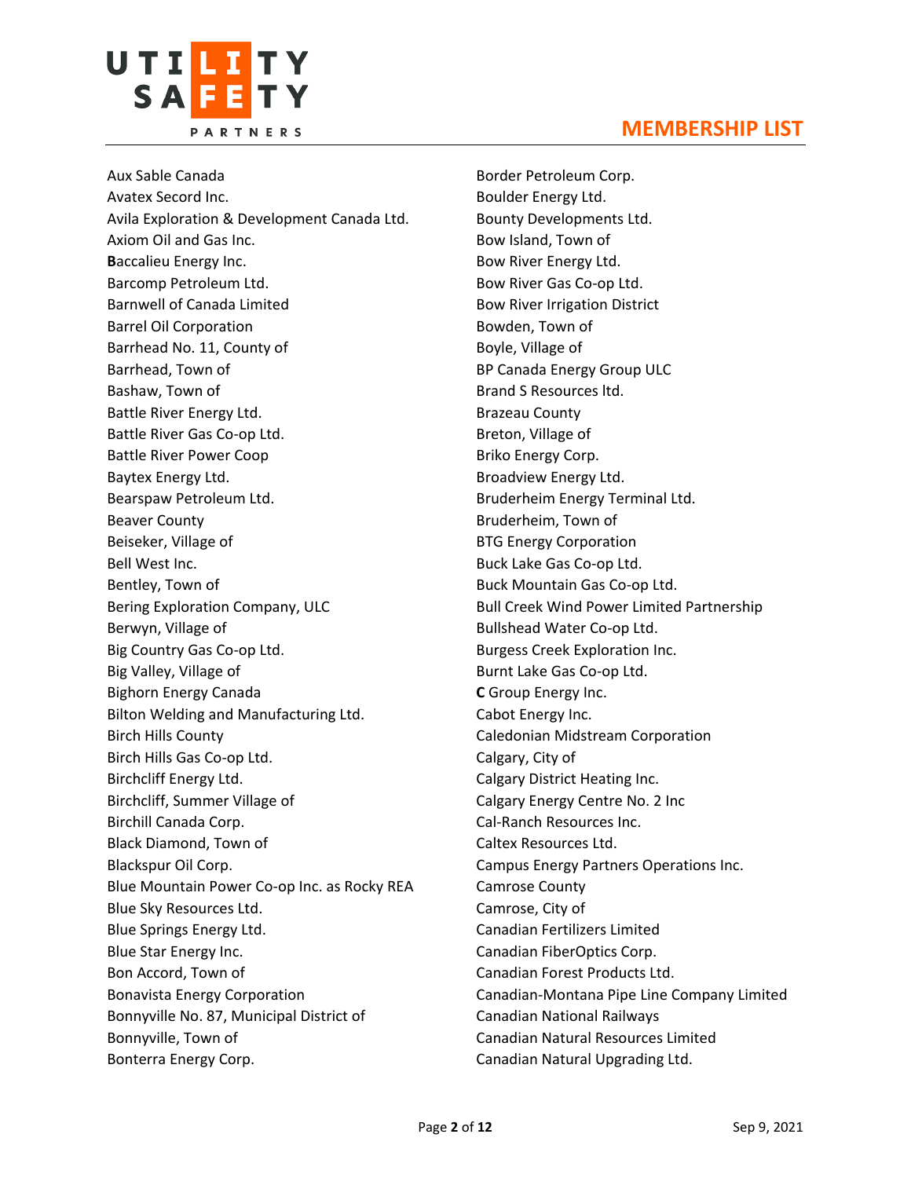# MEMBERSHIP LIST

Aux Sable Canada
Avatex Secord Inc.
Avila Exploration & Development Canada Ltd.
Axiom Oil and Gas Inc.
**B**accalieu Energy Inc.
Barcomp Petroleum Ltd.
Barnwell of Canada Limited
Barrel Oil Corporation
Barrhead No. 11, County of
Barrhead, Town of
Bashaw, Town of
Battle River Energy Ltd.
Battle River Gas Co-op Ltd.
Battle River Power Coop
Baytex Energy Ltd.
Bearspaw Petroleum Ltd.
Beaver County
Beiseker, Village of
Bell West Inc.
Bentley, Town of
Bering Exploration Company, ULC
Berwyn, Village of
Big Country Gas Co-op Ltd.
Big Valley, Village of
Bighorn Energy Canada
Bilton Welding and Manufacturing Ltd.
Birch Hills County
Birch Hills Gas Co-op Ltd.
Birchcliff Energy Ltd.
Birchcliff, Summer Village of
Birchill Canada Corp.
Black Diamond, Town of
Blackspur Oil Corp.
Blue Mountain Power Co-op Inc. as Rocky REA
Blue Sky Resources Ltd.
Blue Springs Energy Ltd.
Blue Star Energy Inc.
Bon Accord, Town of
Bonavista Energy Corporation
Bonnyville No. 87, Municipal District of
Bonnyville, Town of
Bonterra Energy Corp.
Border Petroleum Corp.
Boulder Energy Ltd.
Bounty Developments Ltd.
Bow Island, Town of
Bow River Energy Ltd.
Bow River Gas Co-op Ltd.
Bow River Irrigation District
Bowden, Town of
Boyle, Village of
BP Canada Energy Group ULC
Brand S Resources ltd.
Brazeau County
Breton, Village of
Briko Energy Corp.
Broadview Energy Ltd.
Bruderheim Energy Terminal Ltd.
Bruderheim, Town of
BTG Energy Corporation
Buck Lake Gas Co-op Ltd.
Buck Mountain Gas Co-op Ltd.
Bull Creek Wind Power Limited Partnership
Bullshead Water Co-op Ltd.
Burgess Creek Exploration Inc.
Burnt Lake Gas Co-op Ltd.
**C** Group Energy Inc.
Cabot Energy Inc.
Caledonian Midstream Corporation
Calgary, City of
Calgary District Heating Inc.
Calgary Energy Centre No. 2 Inc
Cal-Ranch Resources Inc.
Caltex Resources Ltd.
Campus Energy Partners Operations Inc.
Camrose County
Camrose, City of
Canadian Fertilizers Limited
Canadian FiberOptics Corp.
Canadian Forest Products Ltd.
Canadian-Montana Pipe Line Company Limited
Canadian National Railways
Canadian Natural Resources Limited
Canadian Natural Upgrading Ltd.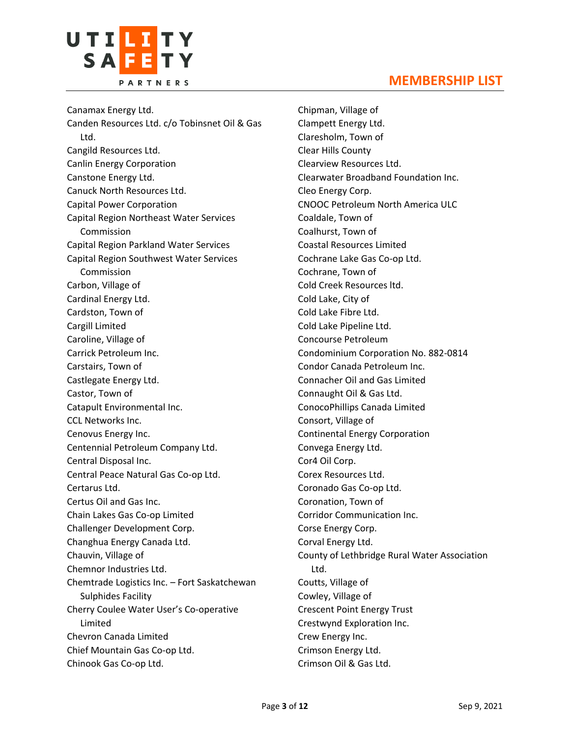Canamax Energy Ltd.
Canden Resources Ltd. c/o Tobinsnet Oil & Gas Ltd.
Cangild Resources Ltd.
Canlin Energy Corporation
Canstone Energy Ltd.
Canuck North Resources Ltd.
Capital Power Corporation
Capital Region Northeast Water Services Commission
Capital Region Parkland Water Services
Capital Region Southwest Water Services Commission
Carbon, Village of
Cardinal Energy Ltd.
Cardston, Town of
Cargill Limited
Caroline, Village of
Carrick Petroleum Inc.
Carstairs, Town of
Castlegate Energy Ltd.
Castor, Town of
Catapult Environmental Inc.
CCL Networks Inc.
Cenovus Energy Inc.
Centennial Petroleum Company Ltd.
Central Disposal Inc.
Central Peace Natural Gas Co-op Ltd.
Certarus Ltd.
Certus Oil and Gas Inc.
Chain Lakes Gas Co-op Limited
Challenger Development Corp.
Changhua Energy Canada Ltd.
Chauvin, Village of
Chemnor Industries Ltd.
Chemtrade Logistics Inc. – Fort Saskatchewan Sulphides Facility
Cherry Coulee Water User's Co-operative Limited
Chevron Canada Limited
Chief Mountain Gas Co-op Ltd.
Chinook Gas Co-op Ltd.
Chipman, Village of
Clampett Energy Ltd.
Claresholm, Town of
Clear Hills County
Clearview Resources Ltd.
Clearwater Broadband Foundation Inc.
Cleo Energy Corp.
CNOOC Petroleum North America ULC
Coaldale, Town of
Coalhurst, Town of
Coastal Resources Limited
Cochrane Lake Gas Co-op Ltd.
Cochrane, Town of
Cold Creek Resources ltd.
Cold Lake, City of
Cold Lake Fibre Ltd.
Cold Lake Pipeline Ltd.
Concourse Petroleum
Condominium Corporation No. 882-0814
Condor Canada Petroleum Inc.
Connacher Oil and Gas Limited
Connaught Oil & Gas Ltd.
ConocoPhillips Canada Limited
Consort, Village of
Continental Energy Corporation
Convega Energy Ltd.
Cor4 Oil Corp.
Corex Resources Ltd.
Coronado Gas Co-op Ltd.
Coronation, Town of
Corridor Communication Inc.
Corse Energy Corp.
Corval Energy Ltd.
County of Lethbridge Rural Water Association Ltd.
Coutts, Village of
Cowley, Village of
Crescent Point Energy Trust
Crestwynd Exploration Inc.
Crew Energy Inc.
Crimson Energy Ltd.
Crimson Oil & Gas Ltd.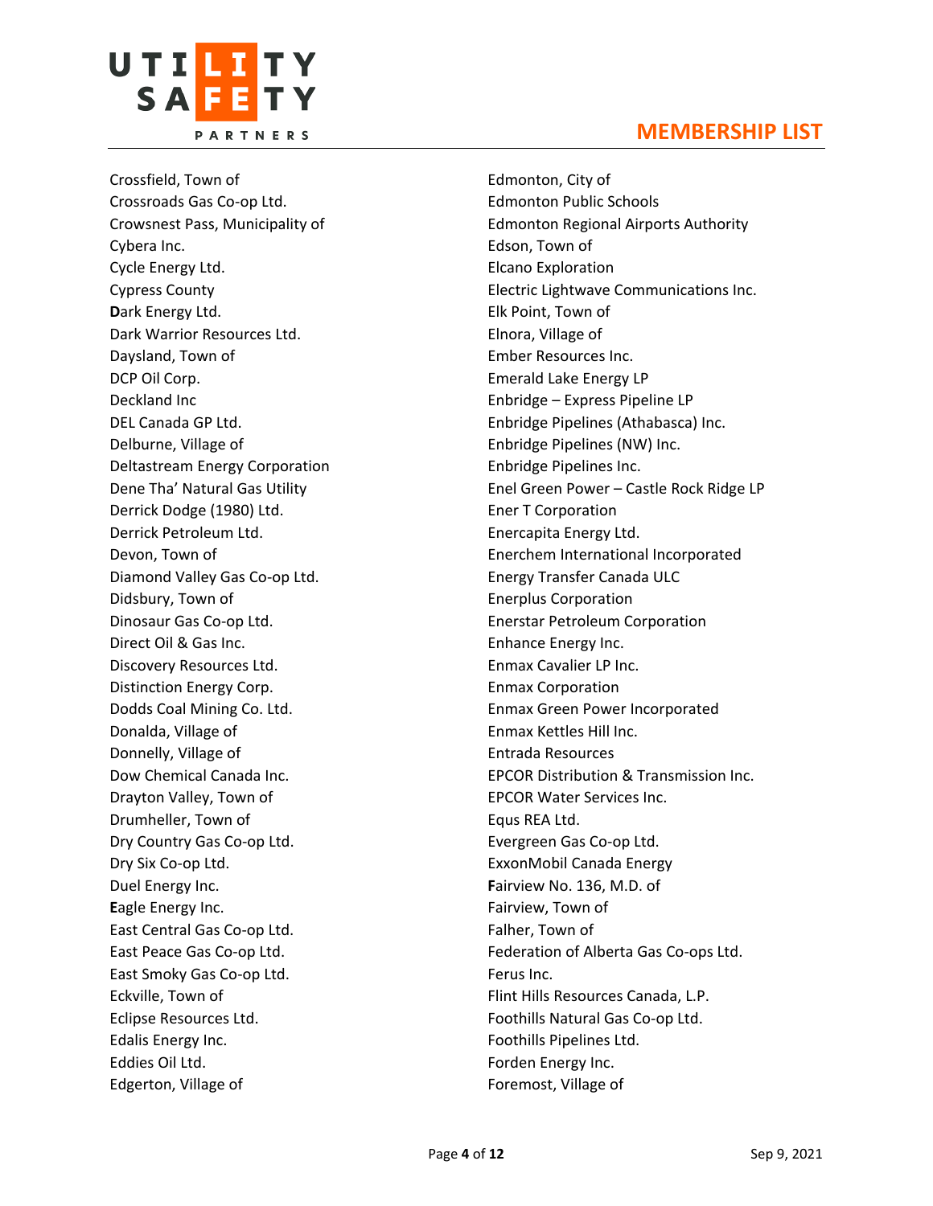Crossfield, Town of
Crossroads Gas Co-op Ltd.
Crowsnest Pass, Municipality of
Cybera Inc.
Cycle Energy Ltd.
Cypress County
**D**ark Energy Ltd.
Dark Warrior Resources Ltd.
Daysland, Town of
DCP Oil Corp.
Deckland Inc
DEL Canada GP Ltd.
Delburne, Village of
Deltastream Energy Corporation
Dene Tha' Natural Gas Utility
Derrick Dodge (1980) Ltd.
Derrick Petroleum Ltd.
Devon, Town of
Diamond Valley Gas Co-op Ltd.
Didsbury, Town of
Dinosaur Gas Co-op Ltd.
Direct Oil & Gas Inc.
Discovery Resources Ltd.
Distinction Energy Corp.
Dodds Coal Mining Co. Ltd.
Donalda, Village of
Donnelly, Village of
Dow Chemical Canada Inc.
Drayton Valley, Town of
Drumheller, Town of
Dry Country Gas Co-op Ltd.
Dry Six Co-op Ltd.
Duel Energy Inc.
**E**agle Energy Inc.
East Central Gas Co-op Ltd.
East Peace Gas Co-op Ltd.
East Smoky Gas Co-op Ltd.
Eckville, Town of
Eclipse Resources Ltd.
Edalis Energy Inc.
Eddies Oil Ltd.
Edgerton, Village of
Edmonton, City of
Edmonton Public Schools
Edmonton Regional Airports Authority
Edson, Town of
Elcano Exploration
Electric Lightwave Communications Inc.
Elk Point, Town of
Elnora, Village of
Ember Resources Inc.
Emerald Lake Energy LP
Enbridge – Express Pipeline LP
Enbridge Pipelines (Athabasca) Inc.
Enbridge Pipelines (NW) Inc.
Enbridge Pipelines Inc.
Enel Green Power – Castle Rock Ridge LP
Ener T Corporation
Enercapita Energy Ltd.
Enerchem International Incorporated
Energy Transfer Canada ULC
Enerplus Corporation
Enerstar Petroleum Corporation
Enhance Energy Inc.
Enmax Cavalier LP Inc.
Enmax Corporation
Enmax Green Power Incorporated
Enmax Kettles Hill Inc.
Entrada Resources
EPCOR Distribution & Transmission Inc.
EPCOR Water Services Inc.
Equs REA Ltd.
Evergreen Gas Co-op Ltd.
ExxonMobil Canada Energy
**F**airview No. 136, M.D. of
Fairview, Town of
Falher, Town of
Federation of Alberta Gas Co-ops Ltd.
Ferus Inc.
Flint Hills Resources Canada, L.P.
Foothills Natural Gas Co-op Ltd.
Foothills Pipelines Ltd.
Forden Energy Inc.
Foremost, Village of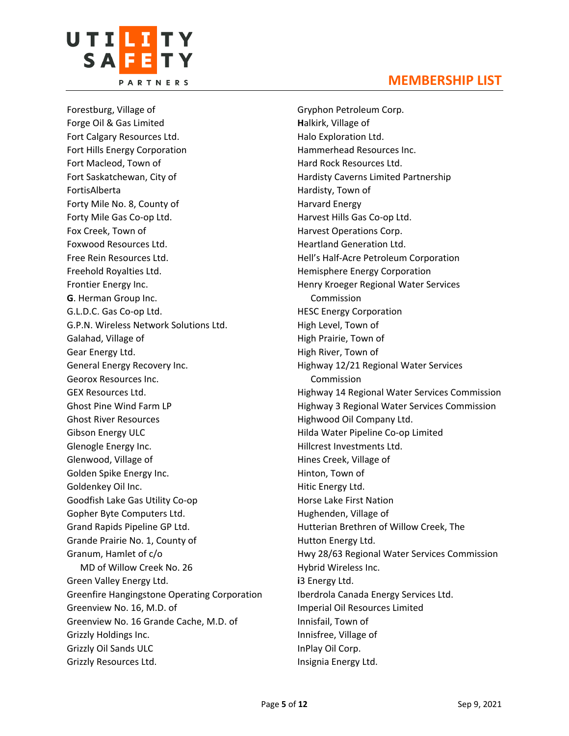Forestburg, Village of
Forge Oil & Gas Limited
Fort Calgary Resources Ltd.
Fort Hills Energy Corporation
Fort Macleod, Town of
Fort Saskatchewan, City of
FortisAlberta
Forty Mile No. 8, County of
Forty Mile Gas Co-op Ltd.
Fox Creek, Town of
Foxwood Resources Ltd.
Free Rein Resources Ltd.
Freehold Royalties Ltd.
Frontier Energy Inc.
**G**. Herman Group Inc.
G.L.D.C. Gas Co-op Ltd.
G.P.N. Wireless Network Solutions Ltd.
Galahad, Village of
Gear Energy Ltd.
General Energy Recovery Inc.
Georox Resources Inc.
GEX Resources Ltd.
Ghost Pine Wind Farm LP
Ghost River Resources
Gibson Energy ULC
Glenogle Energy Inc.
Glenwood, Village of
Golden Spike Energy Inc.
Goldenkey Oil Inc.
Goodfish Lake Gas Utility Co-op
Gopher Byte Computers Ltd.
Grand Rapids Pipeline GP Ltd.
Grande Prairie No. 1, County of
Granum, Hamlet of c/o MD of Willow Creek No. 26
Green Valley Energy Ltd.
Greenfire Hangingstone Operating Corporation
Greenview No. 16, M.D. of
Greenview No. 16 Grande Cache, M.D. of
Grizzly Holdings Inc.
Grizzly Oil Sands ULC
Grizzly Resources Ltd.
Gryphon Petroleum Corp.
**H**alkirk, Village of
Halo Exploration Ltd.
Hammerhead Resources Inc.
Hard Rock Resources Ltd.
Hardisty Caverns Limited Partnership
Hardisty, Town of
Harvard Energy
Harvest Hills Gas Co-op Ltd.
Harvest Operations Corp.
Heartland Generation Ltd.
Hell's Half-Acre Petroleum Corporation
Hemisphere Energy Corporation
Henry Kroeger Regional Water Services Commission
HESC Energy Corporation
High Level, Town of
High Prairie, Town of
High River, Town of
Highway 12/21 Regional Water Services Commission
Highway 14 Regional Water Services Commission
Highway 3 Regional Water Services Commission
Highwood Oil Company Ltd.
Hilda Water Pipeline Co-op Limited
Hillcrest Investments Ltd.
Hines Creek, Village of
Hinton, Town of
Hitic Energy Ltd.
Horse Lake First Nation
Hughenden, Village of
Hutterian Brethren of Willow Creek, The
Hutton Energy Ltd.
Hwy 28/63 Regional Water Services Commission
Hybrid Wireless Inc.
**i**3 Energy Ltd.
Iberdrola Canada Energy Services Ltd.
Imperial Oil Resources Limited
Innisfail, Town of
Innisfree, Village of
InPlay Oil Corp.
Insignia Energy Ltd.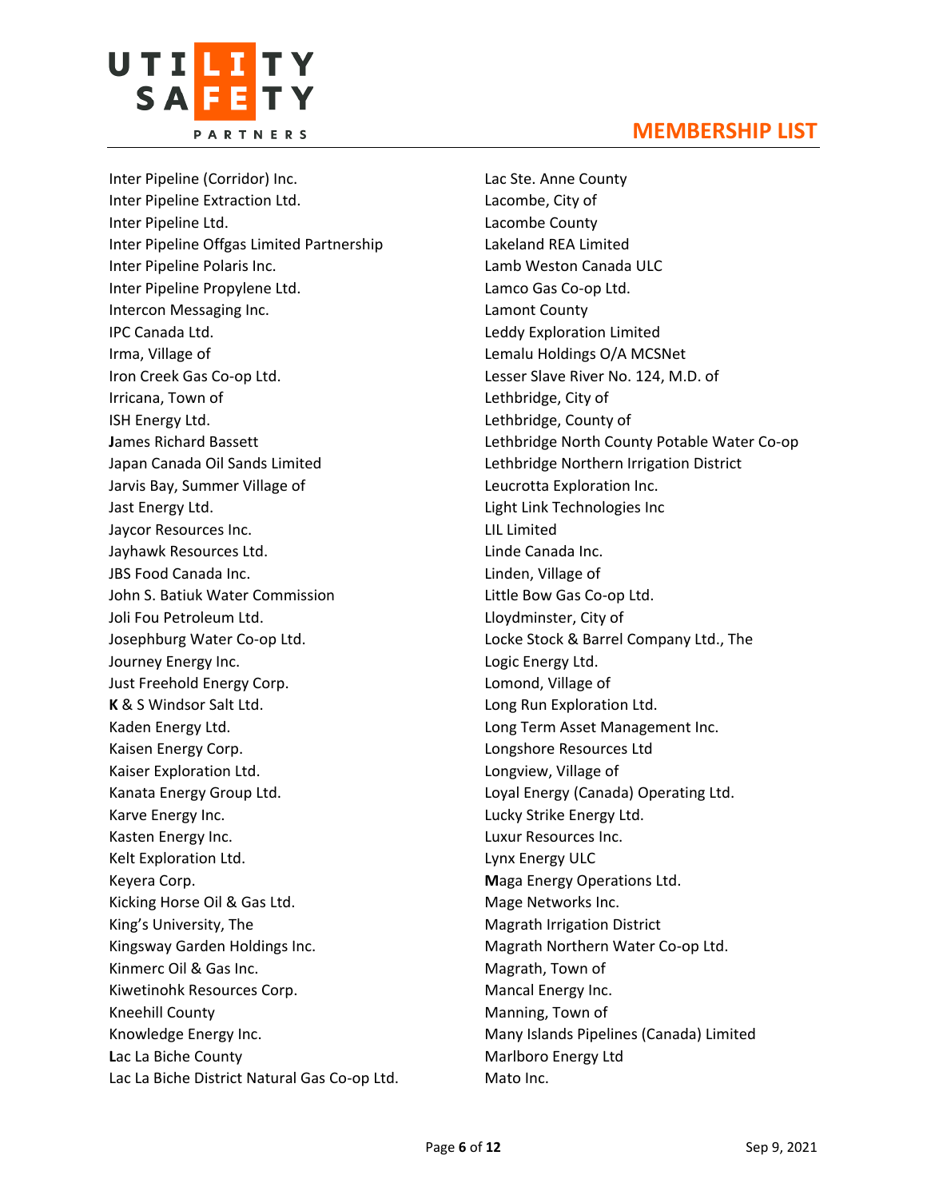## MEMBERSHIP LIST

Inter Pipeline (Corridor) Inc.
Inter Pipeline Extraction Ltd.
Inter Pipeline Ltd.
Inter Pipeline Offgas Limited Partnership
Inter Pipeline Polaris Inc.
Inter Pipeline Propylene Ltd.
Intercon Messaging Inc.
IPC Canada Ltd.
Irma, Village of
Iron Creek Gas Co-op Ltd.
Irricana, Town of
ISH Energy Ltd.
**J**ames Richard Bassett
Japan Canada Oil Sands Limited
Jarvis Bay, Summer Village of
Jast Energy Ltd.
Jaycor Resources Inc.
Jayhawk Resources Ltd.
JBS Food Canada Inc.
John S. Batiuk Water Commission
Joli Fou Petroleum Ltd.
Josephburg Water Co-op Ltd.
Journey Energy Inc.
Just Freehold Energy Corp.
**K** & S Windsor Salt Ltd.
Kaden Energy Ltd.
Kaisen Energy Corp.
Kaiser Exploration Ltd.
Kanata Energy Group Ltd.
Karve Energy Inc.
Kasten Energy Inc.
Kelt Exploration Ltd.
Keyera Corp.
Kicking Horse Oil & Gas Ltd.
King's University, The
Kingsway Garden Holdings Inc.
Kinmerc Oil & Gas Inc.
Kiwetinohk Resources Corp.
Kneehill County
Knowledge Energy Inc.
**L**ac La Biche County
Lac La Biche District Natural Gas Co-op Ltd.
Lac Ste. Anne County
Lacombe, City of
Lacombe County
Lakeland REA Limited
Lamb Weston Canada ULC
Lamco Gas Co-op Ltd.
Lamont County
Leddy Exploration Limited
Lemalu Holdings O/A MCSNet
Lesser Slave River No. 124, M.D. of
Lethbridge, City of
Lethbridge, County of
Lethbridge North County Potable Water Co-op
Lethbridge Northern Irrigation District
Leucrotta Exploration Inc.
Light Link Technologies Inc
LIL Limited
Linde Canada Inc.
Linden, Village of
Little Bow Gas Co-op Ltd.
Lloydminster, City of
Locke Stock & Barrel Company Ltd., The
Logic Energy Ltd.
Lomond, Village of
Long Run Exploration Ltd.
Long Term Asset Management Inc.
Longshore Resources Ltd
Longview, Village of
Loyal Energy (Canada) Operating Ltd.
Lucky Strike Energy Ltd.
Luxur Resources Inc.
Lynx Energy ULC
**M**aga Energy Operations Ltd.
Mage Networks Inc.
Magrath Irrigation District
Magrath Northern Water Co-op Ltd.
Magrath, Town of
Mancal Energy Inc.
Manning, Town of
Many Islands Pipelines (Canada) Limited
Marlboro Energy Ltd
Mato Inc.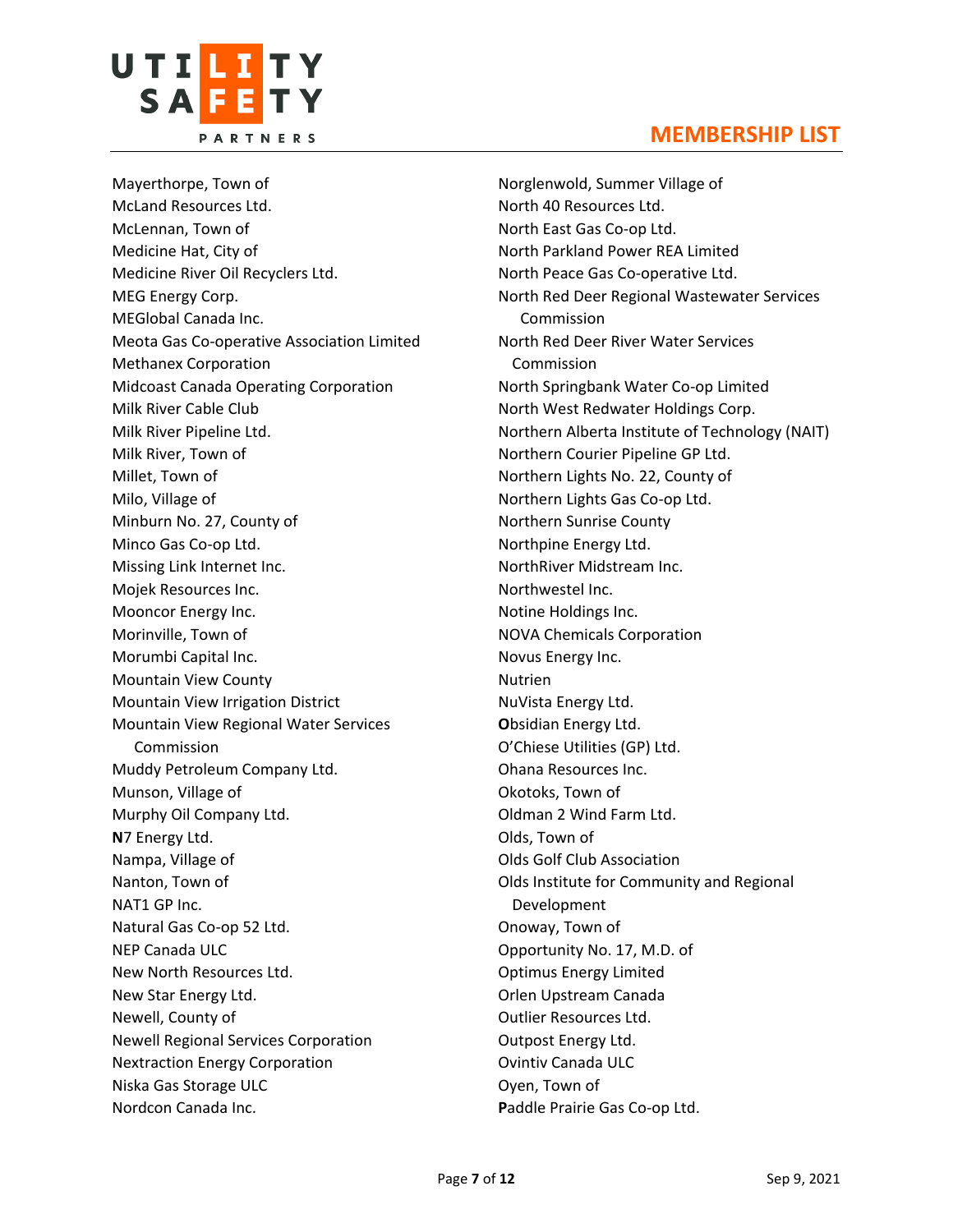Mayerthorpe, Town of
McLand Resources Ltd.
McLennan, Town of
Medicine Hat, City of
Medicine River Oil Recyclers Ltd.
MEG Energy Corp.
MEGlobal Canada Inc.
Meota Gas Co-operative Association Limited
Methanex Corporation
Midcoast Canada Operating Corporation
Milk River Cable Club
Milk River Pipeline Ltd.
Milk River, Town of
Millet, Town of
Milo, Village of
Minburn No. 27, County of
Minco Gas Co-op Ltd.
Missing Link Internet Inc.
Mojek Resources Inc.
Mooncor Energy Inc.
Morinville, Town of
Morumbi Capital Inc.
Mountain View County
Mountain View Irrigation District
Mountain View Regional Water Services Commission
Muddy Petroleum Company Ltd.
Munson, Village of
Murphy Oil Company Ltd.
**N**7 Energy Ltd.
Nampa, Village of
Nanton, Town of
NAT1 GP Inc.
Natural Gas Co-op 52 Ltd.
NEP Canada ULC
New North Resources Ltd.
New Star Energy Ltd.
Newell, County of
Newell Regional Services Corporation
Nextraction Energy Corporation
Niska Gas Storage ULC
Nordcon Canada Inc.
Norglenwold, Summer Village of
North 40 Resources Ltd.
North East Gas Co-op Ltd.
North Parkland Power REA Limited
North Peace Gas Co-operative Ltd.
North Red Deer Regional Wastewater Services Commission
North Red Deer River Water Services Commission
North Springbank Water Co-op Limited
North West Redwater Holdings Corp.
Northern Alberta Institute of Technology (NAIT)
Northern Courier Pipeline GP Ltd.
Northern Lights No. 22, County of
Northern Lights Gas Co-op Ltd.
Northern Sunrise County
Northpine Energy Ltd.
NorthRiver Midstream Inc.
Northwestel Inc.
Notine Holdings Inc.
NOVA Chemicals Corporation
Novus Energy Inc.
Nutrien
NuVista Energy Ltd.
**O**bsidian Energy Ltd.
O'Chiese Utilities (GP) Ltd.
Ohana Resources Inc.
Okotoks, Town of
Oldman 2 Wind Farm Ltd.
Olds, Town of
Olds Golf Club Association
Olds Institute for Community and Regional Development
Onoway, Town of
Opportunity No. 17, M.D. of
Optimus Energy Limited
Orlen Upstream Canada
Outlier Resources Ltd.
Outpost Energy Ltd.
Ovintiv Canada ULC
Oyen, Town of
**P**addle Prairie Gas Co-op Ltd.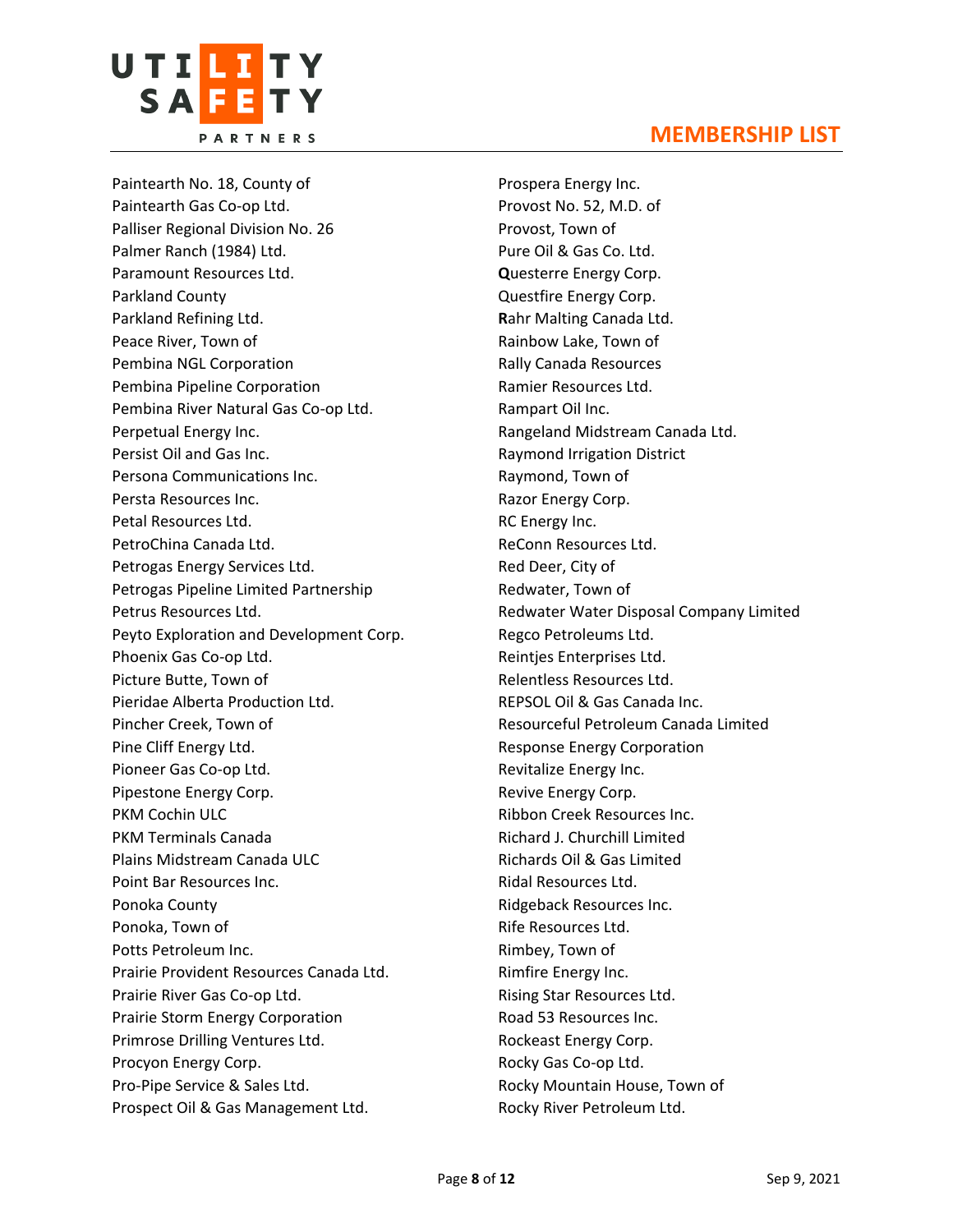## MEMBERSHIP LIST

Paintearth No. 18, County of
Paintearth Gas Co-op Ltd.
Palliser Regional Division No. 26
Palmer Ranch (1984) Ltd.
Paramount Resources Ltd.
Parkland County
Parkland Refining Ltd.
Peace River, Town of
Pembina NGL Corporation
Pembina Pipeline Corporation
Pembina River Natural Gas Co-op Ltd.
Perpetual Energy Inc.
Persist Oil and Gas Inc.
Persona Communications Inc.
Persta Resources Inc.
Petal Resources Ltd.
PetroChina Canada Ltd.
Petrogas Energy Services Ltd.
Petrogas Pipeline Limited Partnership
Petrus Resources Ltd.
Peyto Exploration and Development Corp.
Phoenix Gas Co-op Ltd.
Picture Butte, Town of
Pieridae Alberta Production Ltd.
Pincher Creek, Town of
Pine Cliff Energy Ltd.
Pioneer Gas Co-op Ltd.
Pipestone Energy Corp.
PKM Cochin ULC
PKM Terminals Canada
Plains Midstream Canada ULC
Point Bar Resources Inc.
Ponoka County
Ponoka, Town of
Potts Petroleum Inc.
Prairie Provident Resources Canada Ltd.
Prairie River Gas Co-op Ltd.
Prairie Storm Energy Corporation
Primrose Drilling Ventures Ltd.
Procyon Energy Corp.
Pro-Pipe Service & Sales Ltd.
Prospect Oil & Gas Management Ltd.
Prospera Energy Inc.
Provost No. 52, M.D. of
Provost, Town of
Pure Oil & Gas Co. Ltd.
**Q**uesterre Energy Corp.
Questfire Energy Corp.
**R**ahr Malting Canada Ltd.
Rainbow Lake, Town of
Rally Canada Resources
Ramier Resources Ltd.
Rampart Oil Inc.
Rangeland Midstream Canada Ltd.
Raymond Irrigation District
Raymond, Town of
Razor Energy Corp.
RC Energy Inc.
ReConn Resources Ltd.
Red Deer, City of
Redwater, Town of
Redwater Water Disposal Company Limited
Regco Petroleums Ltd.
Reintjes Enterprises Ltd.
Relentless Resources Ltd.
REPSOL Oil & Gas Canada Inc.
Resourceful Petroleum Canada Limited
Response Energy Corporation
Revitalize Energy Inc.
Revive Energy Corp.
Ribbon Creek Resources Inc.
Richard J. Churchill Limited
Richards Oil & Gas Limited
Ridal Resources Ltd.
Ridgeback Resources Inc.
Rife Resources Ltd.
Rimbey, Town of
Rimfire Energy Inc.
Rising Star Resources Ltd.
Road 53 Resources Inc.
Rockeast Energy Corp.
Rocky Gas Co-op Ltd.
Rocky Mountain House, Town of
Rocky River Petroleum Ltd.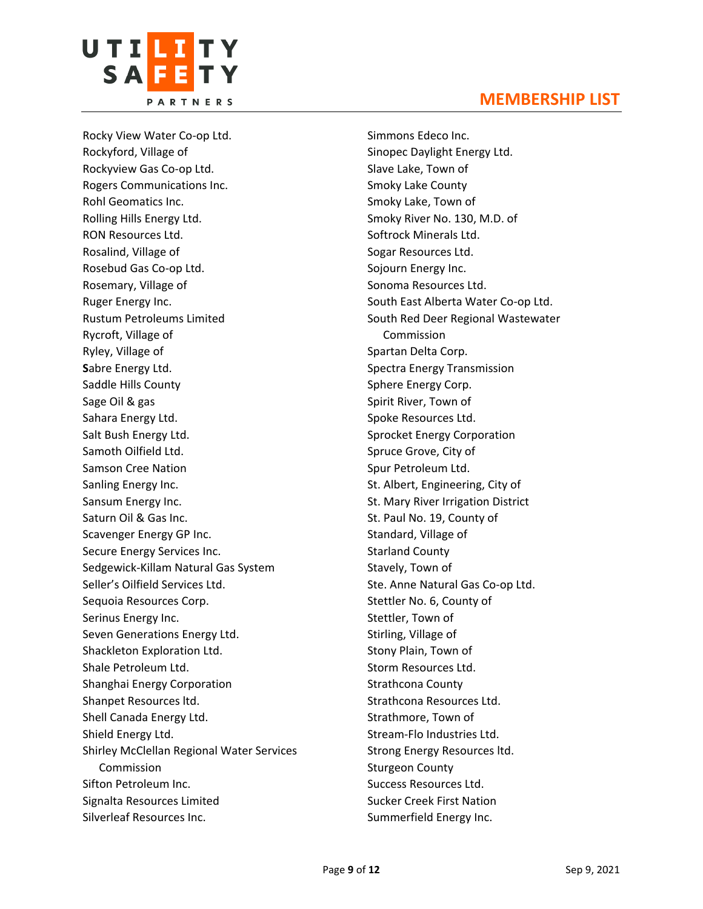Rocky View Water Co-op Ltd.
Rockyford, Village of
Rockyview Gas Co-op Ltd.
Rogers Communications Inc.
Rohl Geomatics Inc.
Rolling Hills Energy Ltd.
RON Resources Ltd.
Rosalind, Village of
Rosebud Gas Co-op Ltd.
Rosemary, Village of
Ruger Energy Inc.
Rustum Petroleums Limited
Rycroft, Village of
Ryley, Village of
**S**abre Energy Ltd.
Saddle Hills County
Sage Oil & gas
Sahara Energy Ltd.
Salt Bush Energy Ltd.
Samoth Oilfield Ltd.
Samson Cree Nation
Sanling Energy Inc.
Sansum Energy Inc.
Saturn Oil & Gas Inc.
Scavenger Energy GP Inc.
Secure Energy Services Inc.
Sedgewick-Killam Natural Gas System
Seller's Oilfield Services Ltd.
Sequoia Resources Corp.
Serinus Energy Inc.
Seven Generations Energy Ltd.
Shackleton Exploration Ltd.
Shale Petroleum Ltd.
Shanghai Energy Corporation
Shanpet Resources ltd.
Shell Canada Energy Ltd.
Shield Energy Ltd.
Shirley McClellan Regional Water Services Commission
Sifton Petroleum Inc.
Signalta Resources Limited
Silverleaf Resources Inc.
Simmons Edeco Inc.
Sinopec Daylight Energy Ltd.
Slave Lake, Town of
Smoky Lake County
Smoky Lake, Town of
Smoky River No. 130, M.D. of
Softrock Minerals Ltd.
Sogar Resources Ltd.
Sojourn Energy Inc.
Sonoma Resources Ltd.
South East Alberta Water Co-op Ltd.
South Red Deer Regional Wastewater Commission
Spartan Delta Corp.
Spectra Energy Transmission
Sphere Energy Corp.
Spirit River, Town of
Spoke Resources Ltd.
Sprocket Energy Corporation
Spruce Grove, City of
Spur Petroleum Ltd.
St. Albert, Engineering, City of
St. Mary River Irrigation District
St. Paul No. 19, County of
Standard, Village of
Starland County
Stavely, Town of
Ste. Anne Natural Gas Co-op Ltd.
Stettler No. 6, County of
Stettler, Town of
Stirling, Village of
Stony Plain, Town of
Storm Resources Ltd.
Strathcona County
Strathcona Resources Ltd.
Strathmore, Town of
Stream-Flo Industries Ltd.
Strong Energy Resources ltd.
Sturgeon County
Success Resources Ltd.
Sucker Creek First Nation
Summerfield Energy Inc.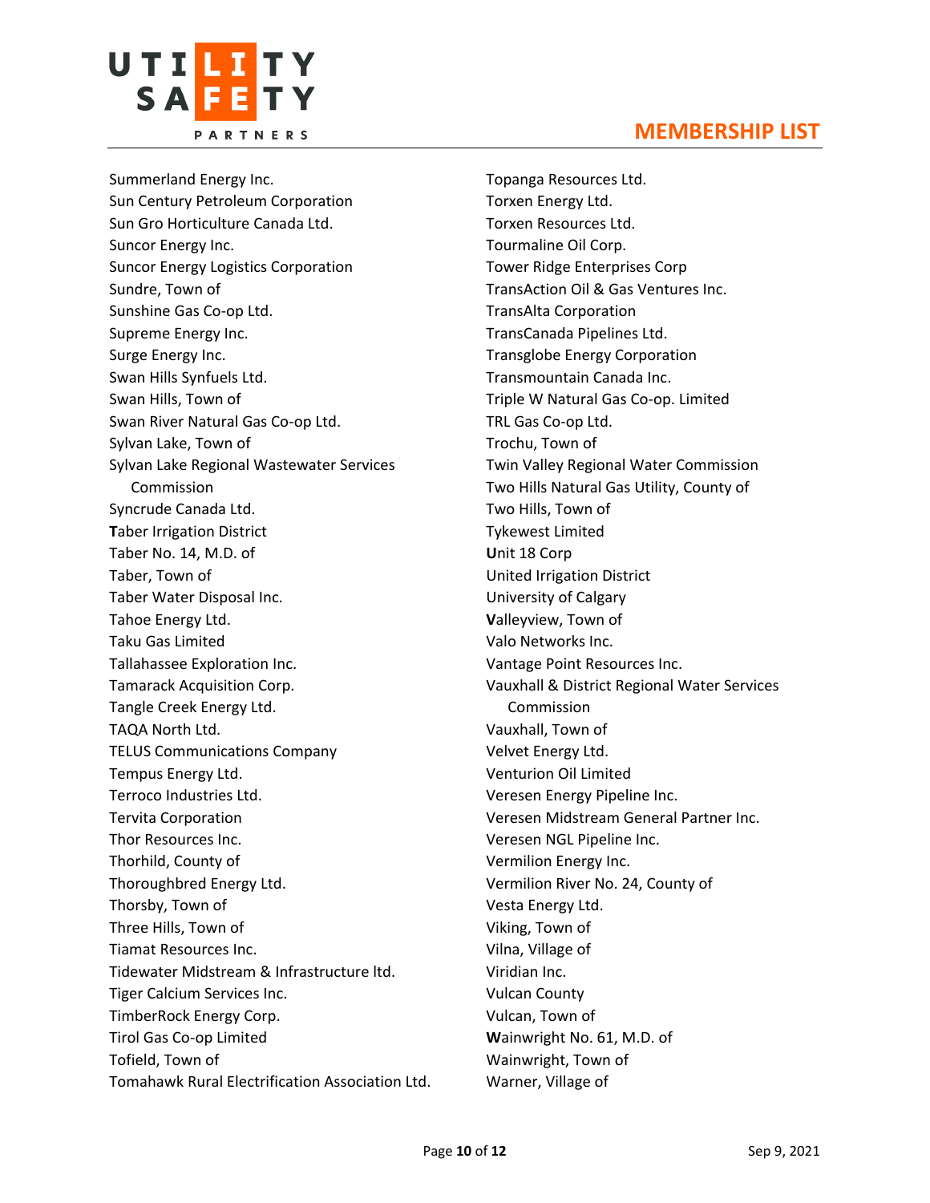Summerland Energy Inc.
Sun Century Petroleum Corporation
Sun Gro Horticulture Canada Ltd.
Suncor Energy Inc.
Suncor Energy Logistics Corporation
Sundre, Town of
Sunshine Gas Co-op Ltd.
Supreme Energy Inc.
Surge Energy Inc.
Swan Hills Synfuels Ltd.
Swan Hills, Town of
Swan River Natural Gas Co-op Ltd.
Sylvan Lake, Town of
Sylvan Lake Regional Wastewater Services Commission
Syncrude Canada Ltd.
**T**aber Irrigation District
Taber No. 14, M.D. of
Taber, Town of
Taber Water Disposal Inc.
Tahoe Energy Ltd.
Taku Gas Limited
Tallahassee Exploration Inc.
Tamarack Acquisition Corp.
Tangle Creek Energy Ltd.
TAQA North Ltd.
TELUS Communications Company
Tempus Energy Ltd.
Terroco Industries Ltd.
Tervita Corporation
Thor Resources Inc.
Thorhild, County of
Thoroughbred Energy Ltd.
Thorsby, Town of
Three Hills, Town of
Tiamat Resources Inc.
Tidewater Midstream & Infrastructure ltd.
Tiger Calcium Services Inc.
TimberRock Energy Corp.
Tirol Gas Co-op Limited
Tofield, Town of
Tomahawk Rural Electrification Association Ltd.
Topanga Resources Ltd.
Torxen Energy Ltd.
Torxen Resources Ltd.
Tourmaline Oil Corp.
Tower Ridge Enterprises Corp
TransAction Oil & Gas Ventures Inc.
TransAlta Corporation
TransCanada Pipelines Ltd.
Transglobe Energy Corporation
Transmountain Canada Inc.
Triple W Natural Gas Co-op. Limited
TRL Gas Co-op Ltd.
Trochu, Town of
Twin Valley Regional Water Commission
Two Hills Natural Gas Utility, County of
Two Hills, Town of
Tykewest Limited
**U**nit 18 Corp
United Irrigation District
University of Calgary
**V**alleyview, Town of
Valo Networks Inc.
Vantage Point Resources Inc.
Vauxhall & District Regional Water Services Commission
Vauxhall, Town of
Velvet Energy Ltd.
Venturion Oil Limited
Veresen Energy Pipeline Inc.
Veresen Midstream General Partner Inc.
Veresen NGL Pipeline Inc.
Vermilion Energy Inc.
Vermilion River No. 24, County of
Vesta Energy Ltd.
Viking, Town of
Vilna, Village of
Viridian Inc.
Vulcan County
Vulcan, Town of
**W**ainwright No. 61, M.D. of
Wainwright, Town of
Warner, Village of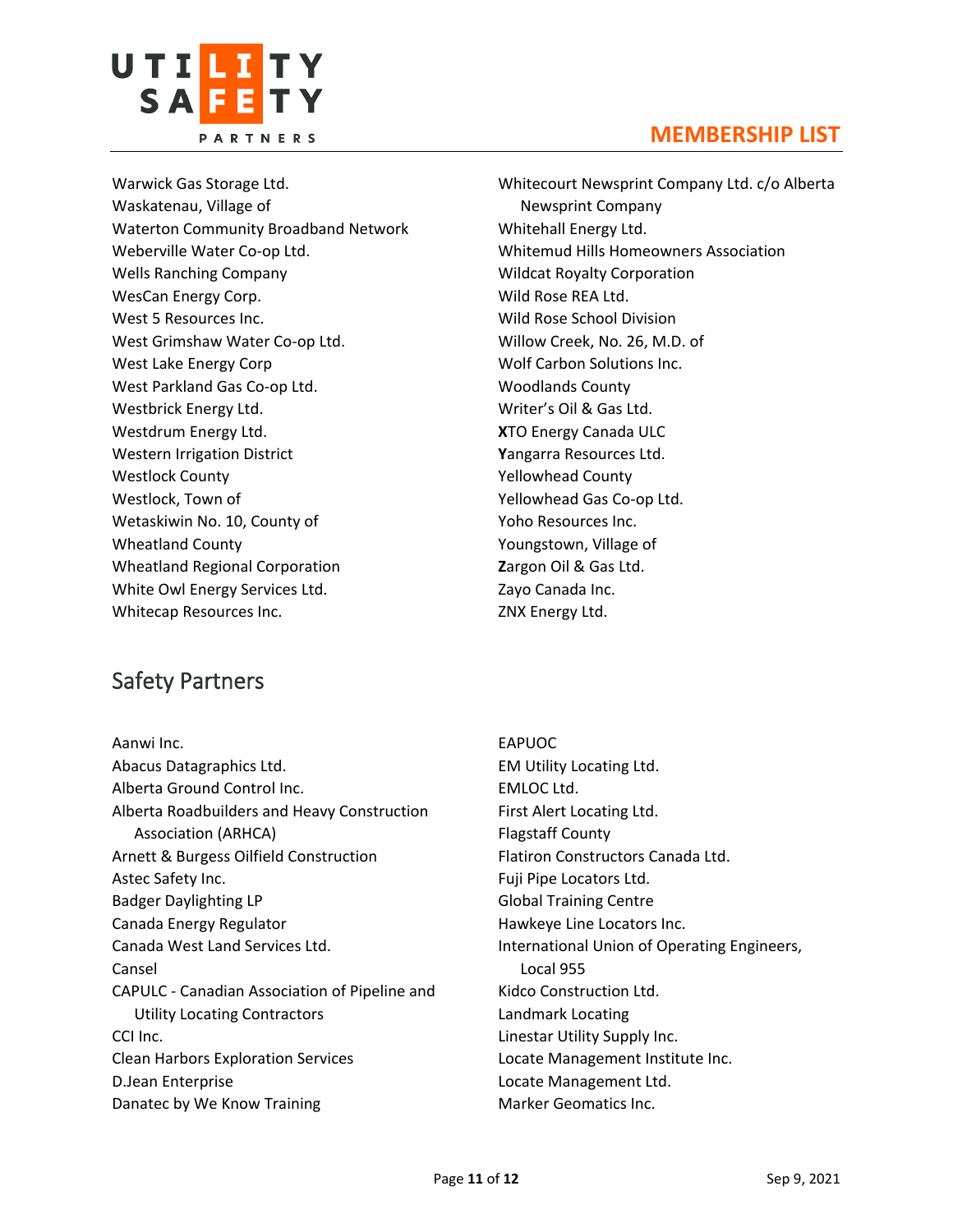Warwick Gas Storage Ltd.
Waskatenau, Village of
Waterton Community Broadband Network
Weberville Water Co-op Ltd.
Wells Ranching Company
WesCan Energy Corp.
West 5 Resources Inc.
West Grimshaw Water Co-op Ltd.
West Lake Energy Corp
West Parkland Gas Co-op Ltd.
Westbrick Energy Ltd.
Westdrum Energy Ltd.
Western Irrigation District
Westlock County
Westlock, Town of
Wetaskiwin No. 10, County of
Wheatland County
Wheatland Regional Corporation
White Owl Energy Services Ltd.
Whitecap Resources Inc.
Whitecourt Newsprint Company Ltd. c/o Alberta Newsprint Company
Whitehall Energy Ltd.
Whitemud Hills Homeowners Association
Wildcat Royalty Corporation
Wild Rose REA Ltd.
Wild Rose School Division
Willow Creek, No. 26, M.D. of
Wolf Carbon Solutions Inc.
Woodlands County
Writer's Oil & Gas Ltd.
**X**TO Energy Canada ULC
**Y**angarra Resources Ltd.
Yellowhead County
Yellowhead Gas Co-op Ltd.
Yoho Resources Inc.
Youngstown, Village of
**Z**argon Oil & Gas Ltd.
Zayo Canada Inc.
ZNX Energy Ltd.

## Safety Partners

Aanwi Inc.
Abacus Datagraphics Ltd.
Alberta Ground Control Inc.
Alberta Roadbuilders and Heavy Construction Association (ARHCA)
Arnett & Burgess Oilfield Construction
Astec Safety Inc.
Badger Daylighting LP
Canada Energy Regulator
Canada West Land Services Ltd.
Cansel
CAPULC - Canadian Association of Pipeline and Utility Locating Contractors
CCI Inc.
Clean Harbors Exploration Services
D.Jean Enterprise
Danatec by We Know Training
EAPUOC
EM Utility Locating Ltd.
EMLOC Ltd.
First Alert Locating Ltd.
Flagstaff County
Flatiron Constructors Canada Ltd.
Fuji Pipe Locators Ltd.
Global Training Centre
Hawkeye Line Locators Inc.
International Union of Operating Engineers, Local 955
Kidco Construction Ltd.
Landmark Locating
Linestar Utility Supply Inc.
Locate Management Institute Inc.
Locate Management Ltd.
Marker Geomatics Inc.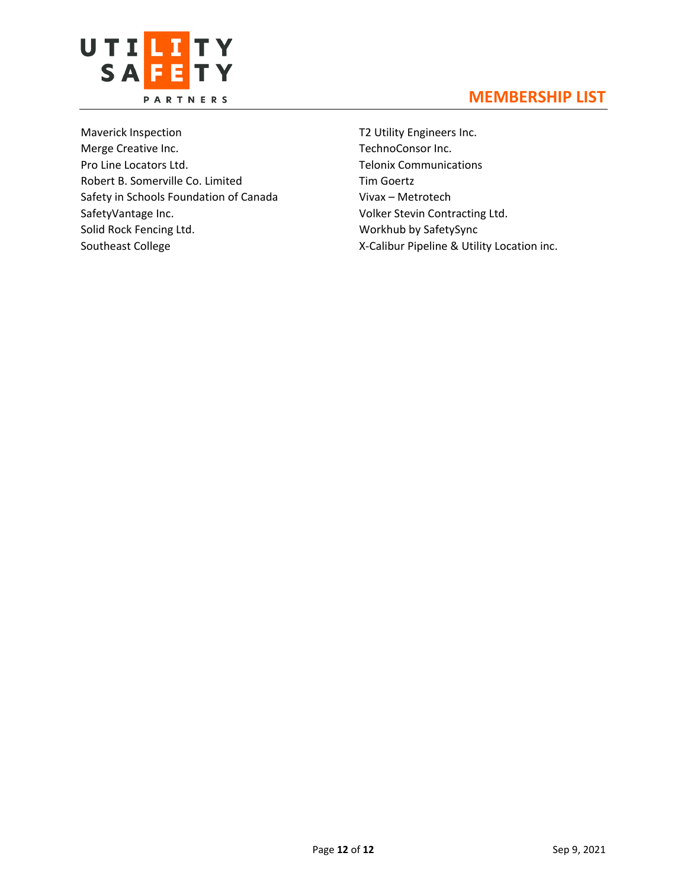Maverick Inspection
Merge Creative Inc.
Pro Line Locators Ltd.
Robert B. Somerville Co. Limited
Safety in Schools Foundation of Canada
SafetyVantage Inc.
Solid Rock Fencing Ltd.
Southeast College
T2 Utility Engineers Inc.
TechnoConsor Inc.
Telonix Communications
Tim Goertz
Vivax – Metrotech
Volker Stevin Contracting Ltd.
Workhub by SafetySync
X-Calibur Pipeline & Utility Location inc.